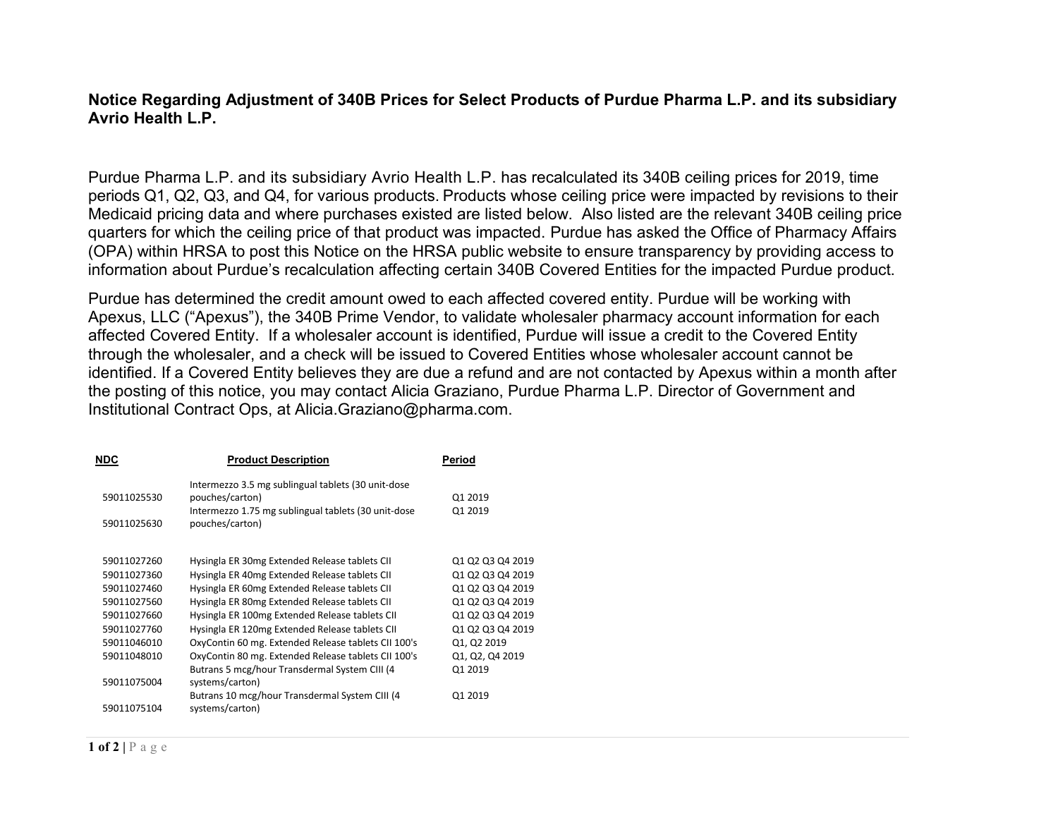**Notice Regarding Adjustment of 340B Prices for Select Products of Purdue Pharma L.P. and its subsidiary Avrio Health L.P.**

Purdue Pharma L.P. and its subsidiary Avrio Health L.P. has recalculated its 340B ceiling prices for 2019, time periods Q1, Q2, Q3, and Q4, for various products. Products whose ceiling price were impacted by revisions to their Medicaid pricing data and where purchases existed are listed below. Also listed are the relevant 340B ceiling price quarters for which the ceiling price of that product was impacted. Purdue has asked the Office of Pharmacy Affairs (OPA) within HRSA to post this Notice on the HRSA public website to ensure transparency by providing access to information about Purdue's recalculation affecting certain 340B Covered Entities for the impacted Purdue product.

Purdue has determined the credit amount owed to each affected covered entity. Purdue will be working with Apexus, LLC ("Apexus"), the 340B Prime Vendor, to validate wholesaler pharmacy account information for each affected Covered Entity. If a wholesaler account is identified, Purdue will issue a credit to the Covered Entity through the wholesaler, and a check will be issued to Covered Entities whose wholesaler account cannot be identified. If a Covered Entity believes they are due a refund and are not contacted by Apexus within a month after the posting of this notice, you may contact Alicia Graziano, Purdue Pharma L.P. Director of Government and Institutional Contract Ops, at Alicia.Graziano@pharma.com.

| NDC | Product Description | Period |
|---|---|---|
| 59011025530 | Intermezzo 3.5 mg sublingual tablets (30 unit-dose pouches/carton) | Q1 2019 |
| 59011025630 | Intermezzo 1.75 mg sublingual tablets (30 unit-dose pouches/carton) | Q1 2019 |
| 59011027260 | Hysingla ER 30mg Extended Release tablets CII | Q1 Q2 Q3 Q4 2019 |
| 59011027360 | Hysingla ER 40mg Extended Release tablets CII | Q1 Q2 Q3 Q4 2019 |
| 59011027460 | Hysingla ER 60mg Extended Release tablets CII | Q1 Q2 Q3 Q4 2019 |
| 59011027560 | Hysingla ER 80mg Extended Release tablets CII | Q1 Q2 Q3 Q4 2019 |
| 59011027660 | Hysingla ER 100mg Extended Release tablets CII | Q1 Q2 Q3 Q4 2019 |
| 59011027760 | Hysingla ER 120mg Extended Release tablets CII | Q1 Q2 Q3 Q4 2019 |
| 59011046010 | OxyContin 60 mg. Extended Release tablets CII 100's | Q1, Q2 2019 |
| 59011048010 | OxyContin 80 mg. Extended Release tablets CII 100's | Q1, Q2, Q4 2019 |
| 59011075004 | Butrans 5 mcg/hour Transdermal System CIII (4 systems/carton) | Q1 2019 |
| 59011075104 | Butrans 10 mcg/hour Transdermal System CIII (4 systems/carton) | Q1 2019 |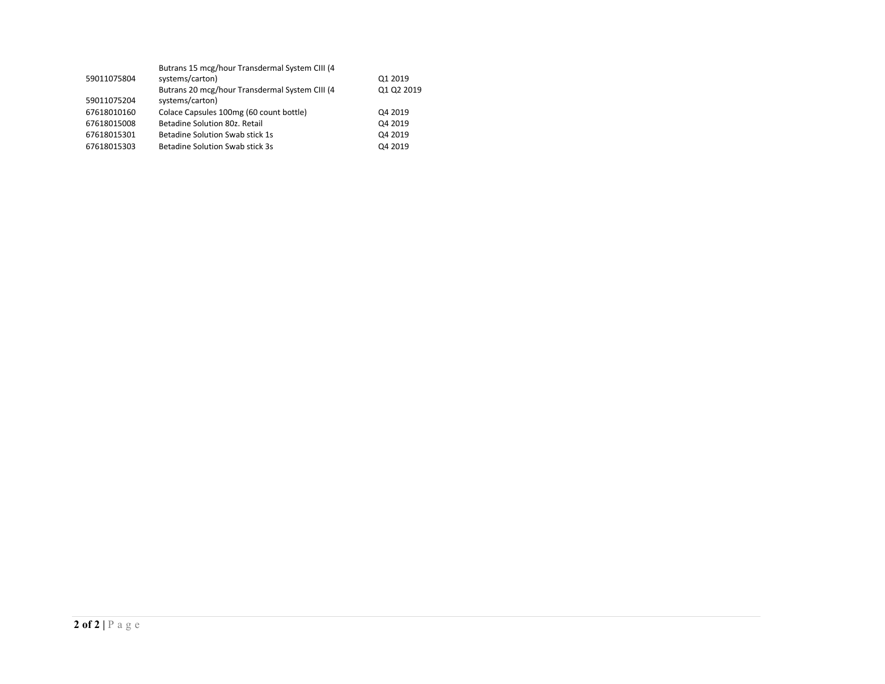| | | |
|---|---|---|
| 59011075804 | Butrans 15 mcg/hour Transdermal System CIII (4 systems/carton) | Q1 2019 |
| 59011075204 | Butrans 20 mcg/hour Transdermal System CIII (4 systems/carton) | Q1 Q2 2019 |
| 67618010160 | Colace Capsules 100mg (60 count bottle) | Q4 2019 |
| 67618015008 | Betadine Solution 80z. Retail | Q4 2019 |
| 67618015301 | Betadine Solution Swab stick 1s | Q4 2019 |
| 67618015303 | Betadine Solution Swab stick 3s | Q4 2019 |